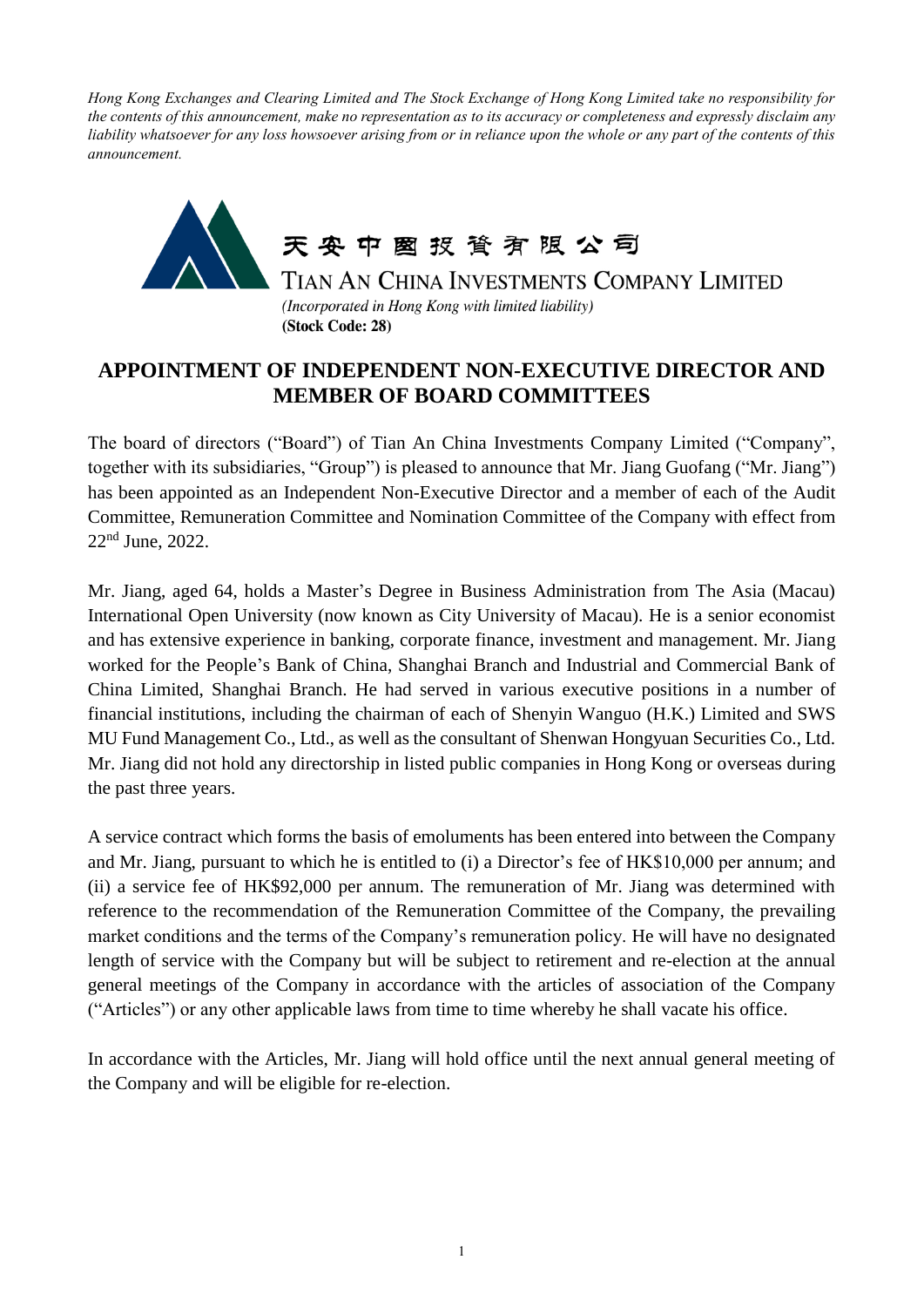*Hong Kong Exchanges and Clearing Limited and The Stock Exchange of Hong Kong Limited take no responsibility for the contents of this announcement, make no representation as to its accuracy or completeness and expressly disclaim any liability whatsoever for any loss howsoever arising from or in reliance upon the whole or any part of the contents of this announcement.*

天安中國投資有限公司

TIAN AN CHINA INVESTMENTS COMPANY LIMITED

*(Incorporated in Hong Kong with limited liability)*

**(Stock Code: 28)**

# APPOINTMENT OF INDEPENDENT NON-EXECUTIVE DIRECTOR AND MEMBER OF BOARD COMMITTEES

The board of directors ("Board") of Tian An China Investments Company Limited ("Company", together with its subsidiaries, "Group") is pleased to announce that Mr. Jiang Guofang ("Mr. Jiang") has been appointed as an Independent Non-Executive Director and a member of each of the Audit Committee, Remuneration Committee and Nomination Committee of the Company with effect from 22nd June, 2022.

Mr. Jiang, aged 64, holds a Master's Degree in Business Administration from The Asia (Macau) International Open University (now known as City University of Macau). He is a senior economist and has extensive experience in banking, corporate finance, investment and management. Mr. Jiang worked for the People's Bank of China, Shanghai Branch and Industrial and Commercial Bank of China Limited, Shanghai Branch. He had served in various executive positions in a number of financial institutions, including the chairman of each of Shenyin Wanguo (H.K.) Limited and SWS MU Fund Management Co., Ltd., as well as the consultant of Shenwan Hongyuan Securities Co., Ltd. Mr. Jiang did not hold any directorship in listed public companies in Hong Kong or overseas during the past three years.

A service contract which forms the basis of emoluments has been entered into between the Company and Mr. Jiang, pursuant to which he is entitled to (i) a Director's fee of HK$10,000 per annum; and (ii) a service fee of HK$92,000 per annum. The remuneration of Mr. Jiang was determined with reference to the recommendation of the Remuneration Committee of the Company, the prevailing market conditions and the terms of the Company's remuneration policy. He will have no designated length of service with the Company but will be subject to retirement and re-election at the annual general meetings of the Company in accordance with the articles of association of the Company ("Articles") or any other applicable laws from time to time whereby he shall vacate his office.

In accordance with the Articles, Mr. Jiang will hold office until the next annual general meeting of the Company and will be eligible for re-election.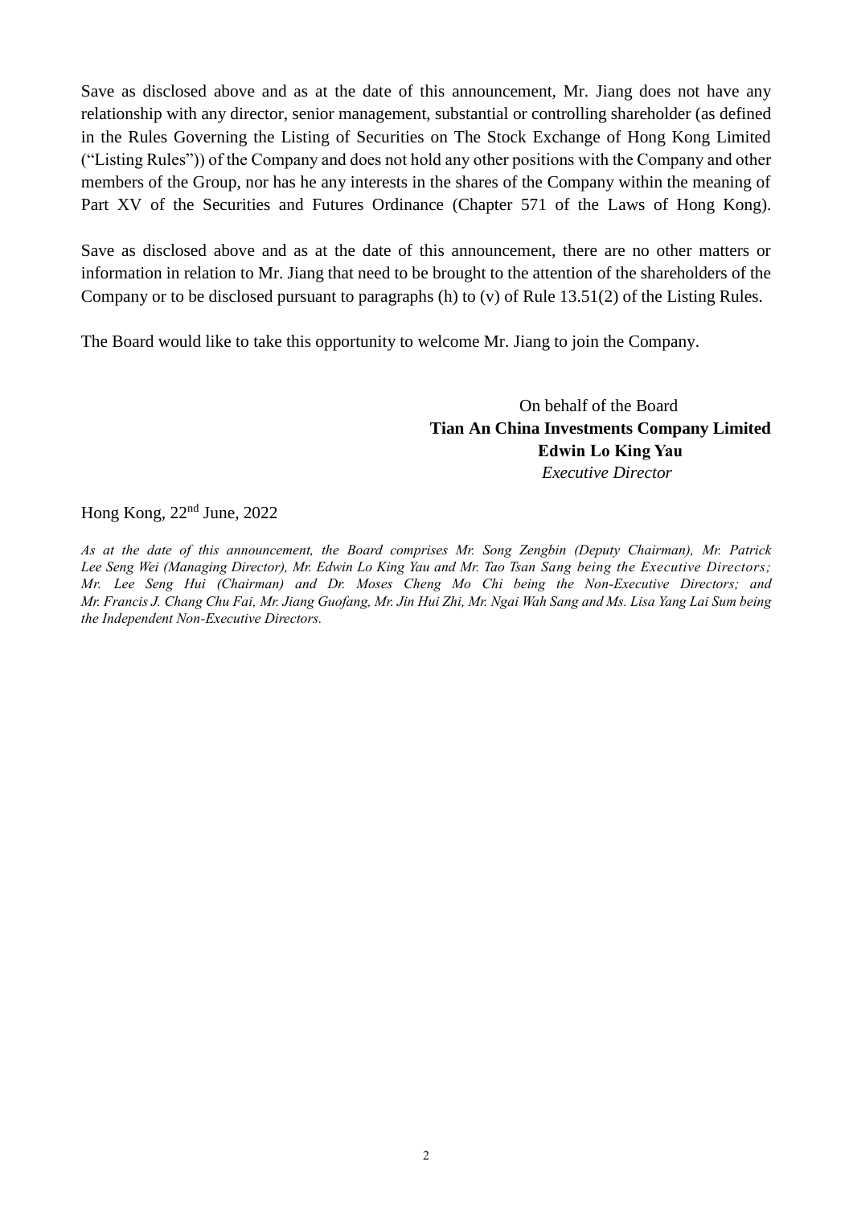Save as disclosed above and as at the date of this announcement, Mr. Jiang does not have any relationship with any director, senior management, substantial or controlling shareholder (as defined in the Rules Governing the Listing of Securities on The Stock Exchange of Hong Kong Limited ("Listing Rules")) of the Company and does not hold any other positions with the Company and other members of the Group, nor has he any interests in the shares of the Company within the meaning of Part XV of the Securities and Futures Ordinance (Chapter 571 of the Laws of Hong Kong).

Save as disclosed above and as at the date of this announcement, there are no other matters or information in relation to Mr. Jiang that need to be brought to the attention of the shareholders of the Company or to be disclosed pursuant to paragraphs (h) to (v) of Rule 13.51(2) of the Listing Rules.

The Board would like to take this opportunity to welcome Mr. Jiang to join the Company.

On behalf of the Board
**Tian An China Investments Company Limited**
**Edwin Lo King Yau**
*Executive Director*

Hong Kong, 22nd June, 2022

*As at the date of this announcement, the Board comprises Mr. Song Zengbin (Deputy Chairman), Mr. Patrick Lee Seng Wei (Managing Director), Mr. Edwin Lo King Yau and Mr. Tao Tsan Sang being the Executive Directors; Mr. Lee Seng Hui (Chairman) and Dr. Moses Cheng Mo Chi being the Non-Executive Directors; and Mr. Francis J. Chang Chu Fai, Mr. Jiang Guofang, Mr. Jin Hui Zhi, Mr. Ngai Wah Sang and Ms. Lisa Yang Lai Sum being the Independent Non-Executive Directors.*